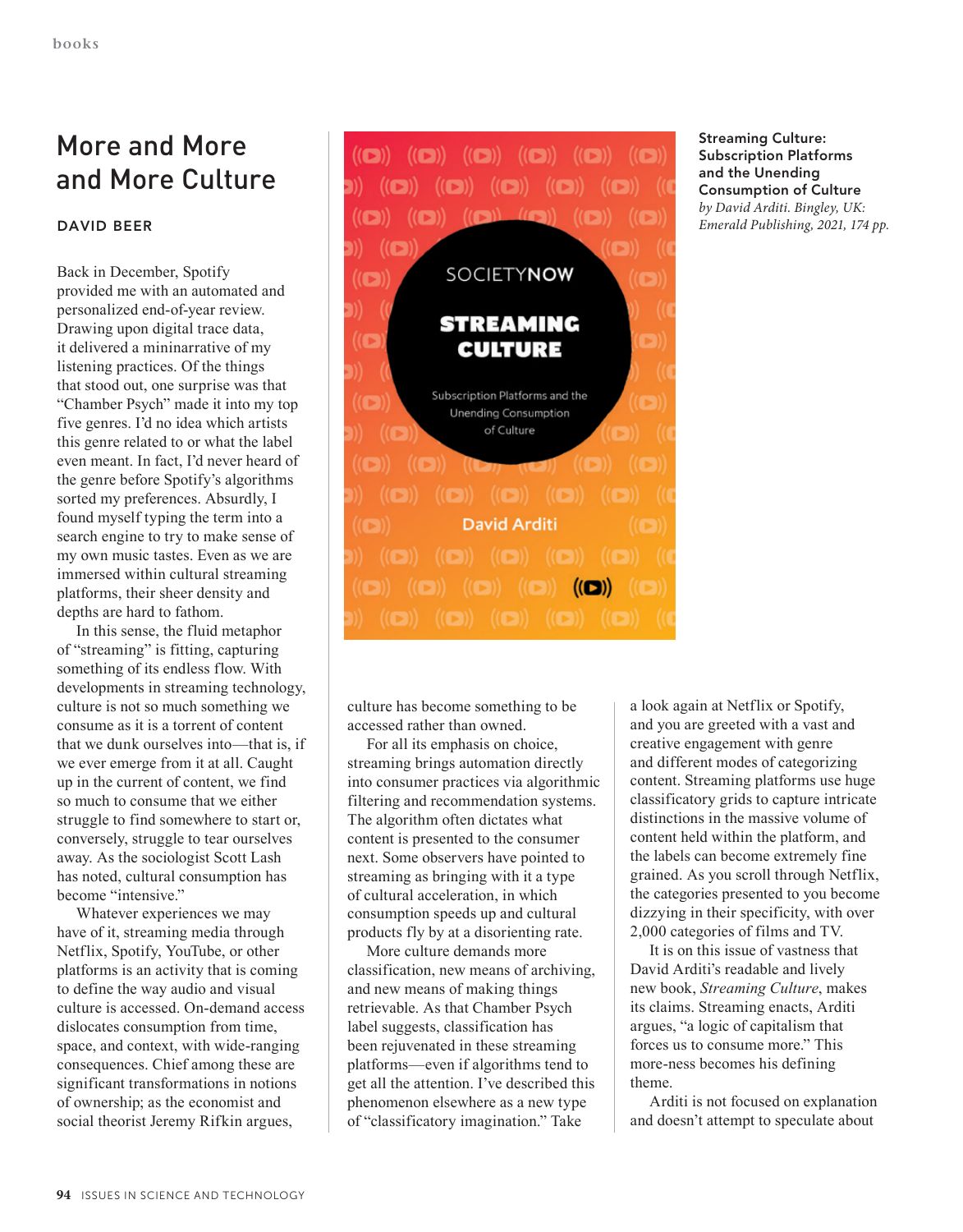# More and More and More Culture

**DAVID BEER**

**Streaming Culture: Subscription Platforms and the Unending Consumption of Culture**
*by David Arditi. Bingley, UK: Emerald Publishing, 2021, 174 pp.*

Back in December, Spotify provided me with an automated and personalized end-of-year review. Drawing upon digital trace data, it delivered a mininarrative of my listening practices. Of the things that stood out, one surprise was that "Chamber Psych" made it into my top five genres. I'd no idea which artists this genre related to or what the label even meant. In fact, I'd never heard of the genre before Spotify's algorithms sorted my preferences. Absurdly, I found myself typing the term into a search engine to try to make sense of my own music tastes. Even as we are immersed within cultural streaming platforms, their sheer density and depths are hard to fathom.

In this sense, the fluid metaphor of "streaming" is fitting, capturing something of its endless flow. With developments in streaming technology, culture is not so much something we consume as it is a torrent of content that we dunk ourselves into—that is, if we ever emerge from it at all. Caught up in the current of content, we find so much to consume that we either struggle to find somewhere to start or, conversely, struggle to tear ourselves away. As the sociologist Scott Lash has noted, cultural consumption has become "intensive."

Whatever experiences we may have of it, streaming media through Netflix, Spotify, YouTube, or other platforms is an activity that is coming to define the way audio and visual culture is accessed. On-demand access dislocates consumption from time, space, and context, with wide-ranging consequences. Chief among these are significant transformations in notions of ownership; as the economist and social theorist Jeremy Rifkin argues, culture has become something to be accessed rather than owned.

For all its emphasis on choice, streaming brings automation directly into consumer practices via algorithmic filtering and recommendation systems. The algorithm often dictates what content is presented to the consumer next. Some observers have pointed to streaming as bringing with it a type of cultural acceleration, in which consumption speeds up and cultural products fly by at a disorienting rate.

More culture demands more classification, new means of archiving, and new means of making things retrievable. As that Chamber Psych label suggests, classification has been rejuvenated in these streaming platforms—even if algorithms tend to get all the attention. I've described this phenomenon elsewhere as a new type of "classificatory imagination." Take a look again at Netflix or Spotify, and you are greeted with a vast and creative engagement with genre and different modes of categorizing content. Streaming platforms use huge classificatory grids to capture intricate distinctions in the massive volume of content held within the platform, and the labels can become extremely fine grained. As you scroll through Netflix, the categories presented to you become dizzying in their specificity, with over 2,000 categories of films and TV.

It is on this issue of vastness that David Arditi's readable and lively new book, *Streaming Culture*, makes its claims. Streaming enacts, Arditi argues, "a logic of capitalism that forces us to consume more." This more-ness becomes his defining theme.

Arditi is not focused on explanation and doesn't attempt to speculate about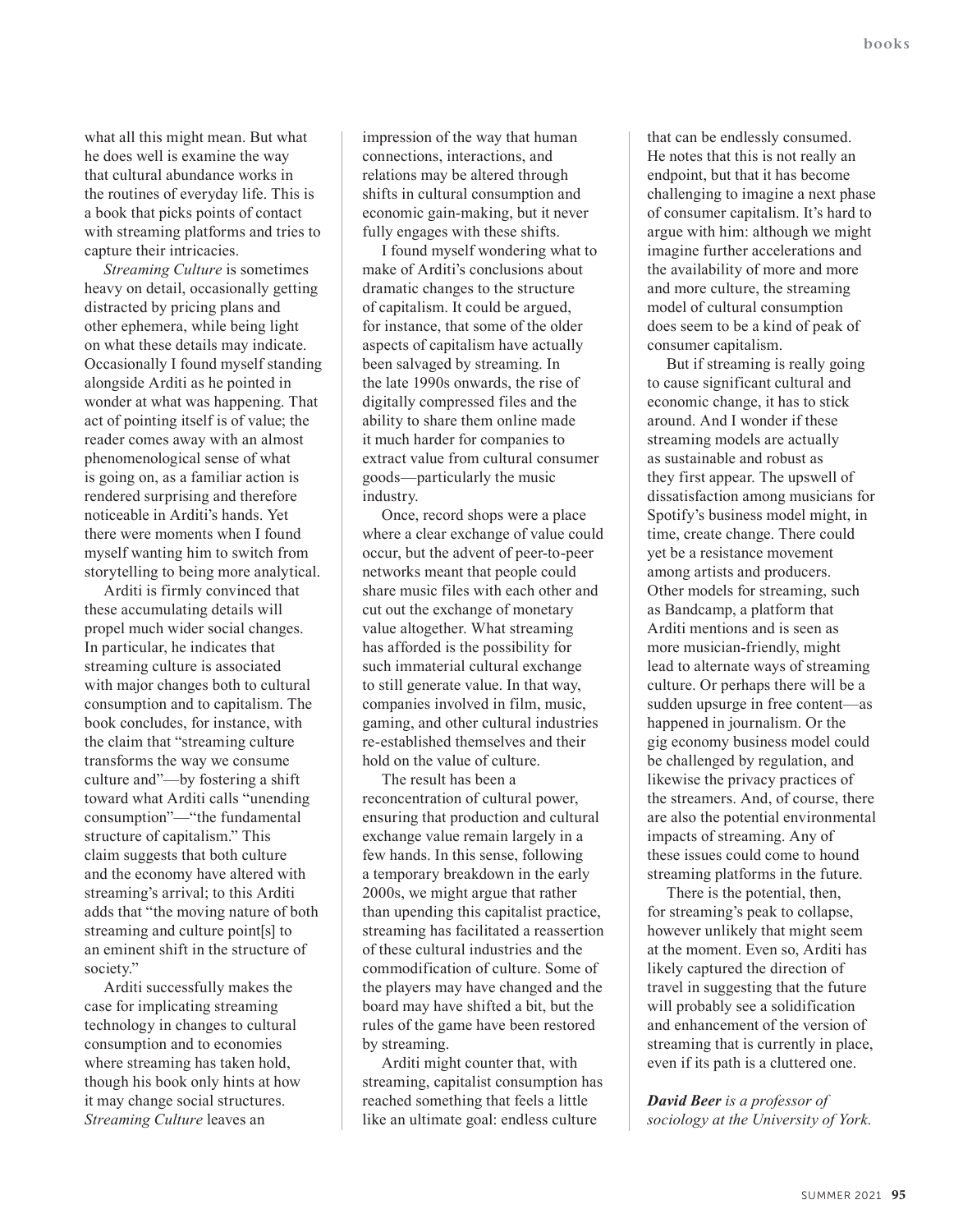what all this might mean. But what he does well is examine the way that cultural abundance works in the routines of everyday life. This is a book that picks points of contact with streaming platforms and tries to capture their intricacies.

*Streaming Culture* is sometimes heavy on detail, occasionally getting distracted by pricing plans and other ephemera, while being light on what these details may indicate. Occasionally I found myself standing alongside Arditi as he pointed in wonder at what was happening. That act of pointing itself is of value; the reader comes away with an almost phenomenological sense of what is going on, as a familiar action is rendered surprising and therefore noticeable in Arditi's hands. Yet there were moments when I found myself wanting him to switch from storytelling to being more analytical.

Arditi is firmly convinced that these accumulating details will propel much wider social changes. In particular, he indicates that streaming culture is associated with major changes both to cultural consumption and to capitalism. The book concludes, for instance, with the claim that "streaming culture transforms the way we consume culture and"—by fostering a shift toward what Arditi calls "unending consumption"—"the fundamental structure of capitalism." This claim suggests that both culture and the economy have altered with streaming's arrival; to this Arditi adds that "the moving nature of both streaming and culture point[s] to an eminent shift in the structure of society."

Arditi successfully makes the case for implicating streaming technology in changes to cultural consumption and to economies where streaming has taken hold, though his book only hints at how it may change social structures. *Streaming Culture* leaves an impression of the way that human connections, interactions, and relations may be altered through shifts in cultural consumption and economic gain-making, but it never fully engages with these shifts.

I found myself wondering what to make of Arditi's conclusions about dramatic changes to the structure of capitalism. It could be argued, for instance, that some of the older aspects of capitalism have actually been salvaged by streaming. In the late 1990s onwards, the rise of digitally compressed files and the ability to share them online made it much harder for companies to extract value from cultural consumer goods—particularly the music industry.

Once, record shops were a place where a clear exchange of value could occur, but the advent of peer-to-peer networks meant that people could share music files with each other and cut out the exchange of monetary value altogether. What streaming has afforded is the possibility for such immaterial cultural exchange to still generate value. In that way, companies involved in film, music, gaming, and other cultural industries re-established themselves and their hold on the value of culture.

The result has been a reconcentration of cultural power, ensuring that production and cultural exchange value remain largely in a few hands. In this sense, following a temporary breakdown in the early 2000s, we might argue that rather than upending this capitalist practice, streaming has facilitated a reassertion of these cultural industries and the commodification of culture. Some of the players may have changed and the board may have shifted a bit, but the rules of the game have been restored by streaming.

Arditi might counter that, with streaming, capitalist consumption has reached something that feels a little like an ultimate goal: endless culture that can be endlessly consumed. He notes that this is not really an endpoint, but that it has become challenging to imagine a next phase of consumer capitalism. It's hard to argue with him: although we might imagine further accelerations and the availability of more and more and more culture, the streaming model of cultural consumption does seem to be a kind of peak of consumer capitalism.

But if streaming is really going to cause significant cultural and economic change, it has to stick around. And I wonder if these streaming models are actually as sustainable and robust as they first appear. The upswell of dissatisfaction among musicians for Spotify's business model might, in time, create change. There could yet be a resistance movement among artists and producers. Other models for streaming, such as Bandcamp, a platform that Arditi mentions and is seen as more musician-friendly, might lead to alternate ways of streaming culture. Or perhaps there will be a sudden upsurge in free content—as happened in journalism. Or the gig economy business model could be challenged by regulation, and likewise the privacy practices of the streamers. And, of course, there are also the potential environmental impacts of streaming. Any of these issues could come to hound streaming platforms in the future.

There is the potential, then, for streaming's peak to collapse, however unlikely that might seem at the moment. Even so, Arditi has likely captured the direction of travel in suggesting that the future will probably see a solidification and enhancement of the version of streaming that is currently in place, even if its path is a cluttered one.

***David Beer** is a professor of sociology at the University of York.*